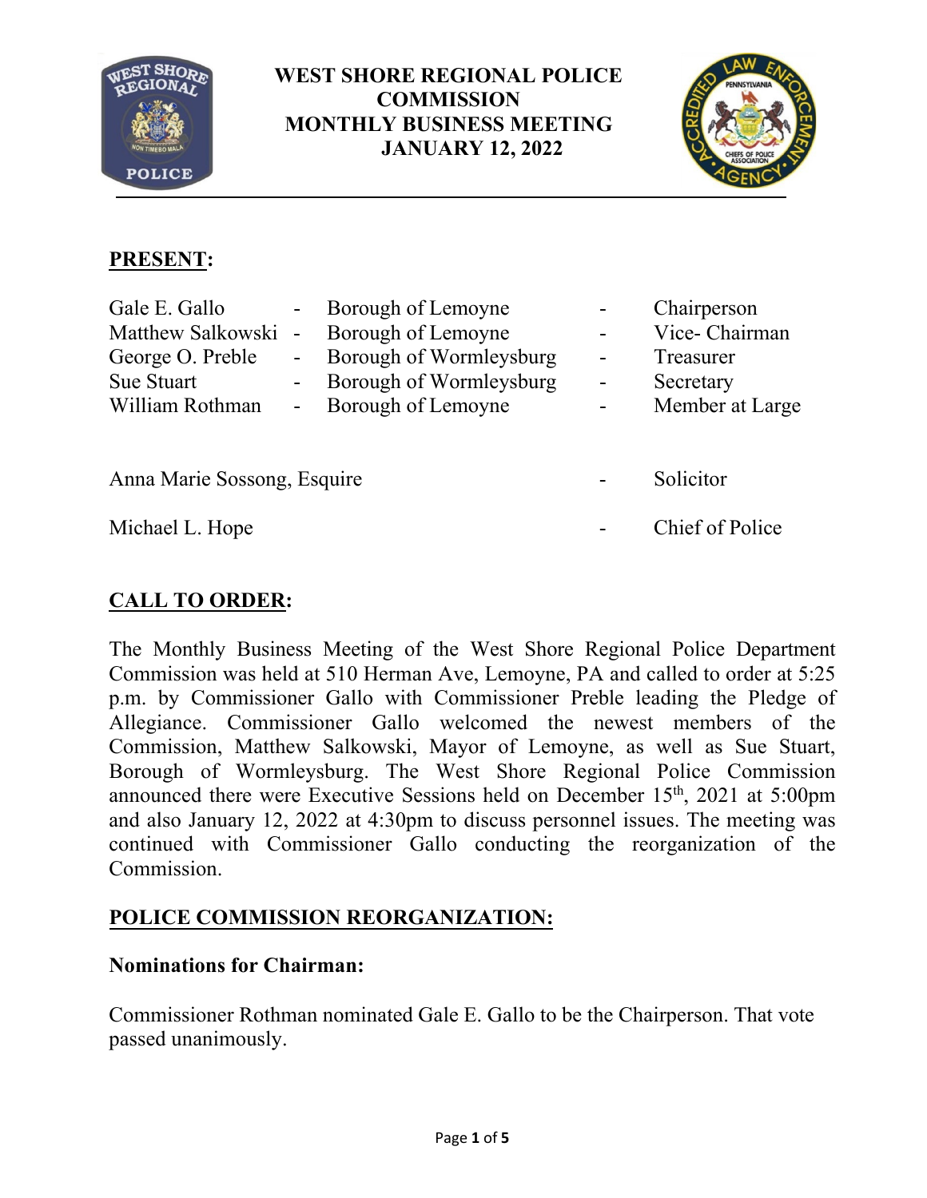# WEST SHORE REGIONAL POLICE COMMISSION
## MONTHLY BUSINESS MEETING
## JANUARY 12, 2022

---

**PRESENT:**

| | | | | |
|---|---|---|---|---|
| Gale E. Gallo | - | Borough of Lemoyne | - | Chairperson |
| Matthew Salkowski | - | Borough of Lemoyne | - | Vice- Chairman |
| George O. Preble | - | Borough of Wormleysburg | - | Treasurer |
| Sue Stuart | - | Borough of Wormleysburg | - | Secretary |
| William Rothman | - | Borough of Lemoyne | - | Member at Large |

Anna Marie Sossong, Esquire - Solicitor

Michael L. Hope - Chief of Police

**CALL TO ORDER:**

The Monthly Business Meeting of the West Shore Regional Police Department Commission was held at 510 Herman Ave, Lemoyne, PA and called to order at 5:25 p.m. by Commissioner Gallo with Commissioner Preble leading the Pledge of Allegiance. Commissioner Gallo welcomed the newest members of the Commission, Matthew Salkowski, Mayor of Lemoyne, as well as Sue Stuart, Borough of Wormleysburg. The West Shore Regional Police Commission announced there were Executive Sessions held on December 15th, 2021 at 5:00pm and also January 12, 2022 at 4:30pm to discuss personnel issues. The meeting was continued with Commissioner Gallo conducting the reorganization of the Commission.

**POLICE COMMISSION REORGANIZATION:**

**Nominations for Chairman:**

Commissioner Rothman nominated Gale E. Gallo to be the Chairperson. That vote passed unanimously.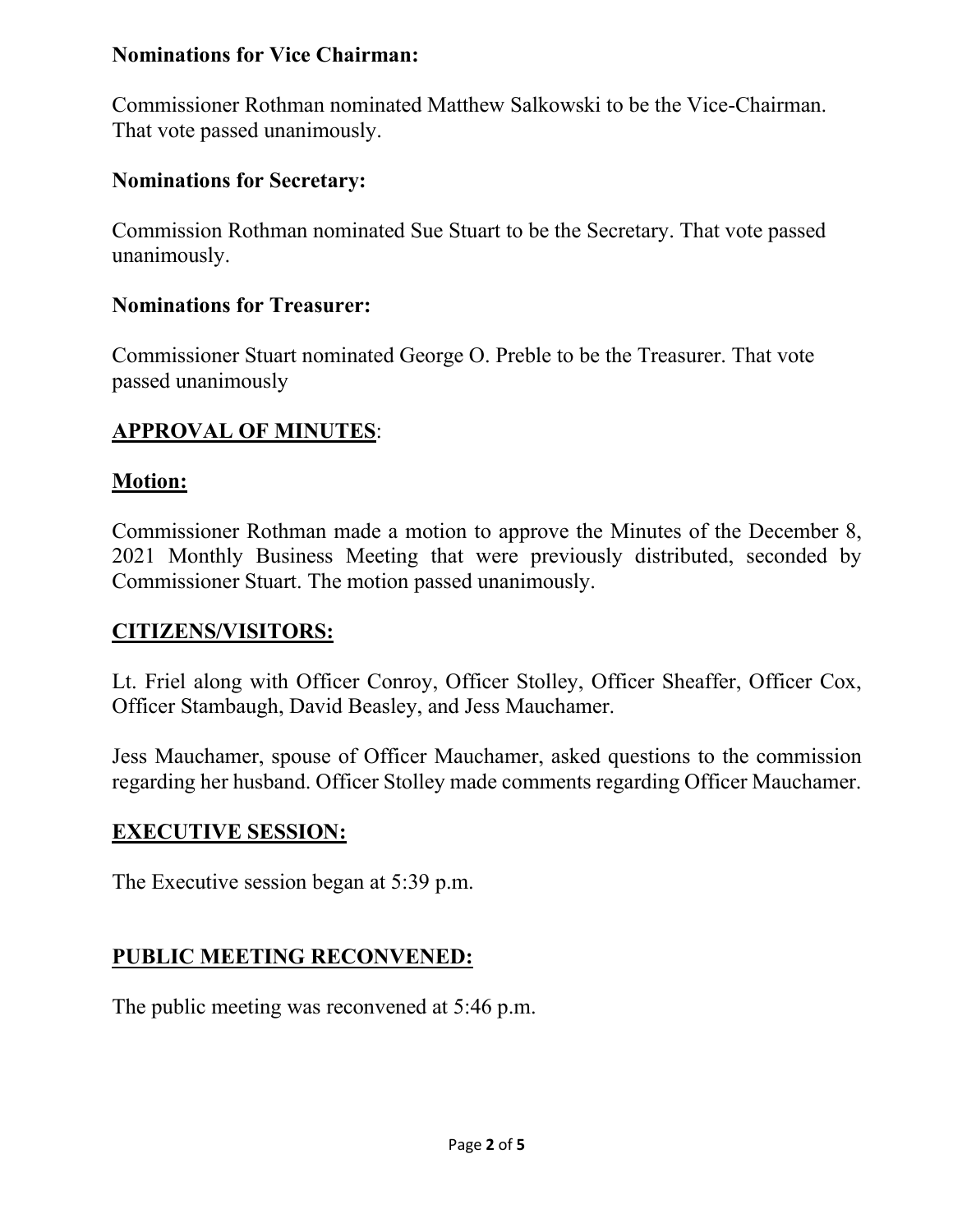**Nominations for Vice Chairman:**

Commissioner Rothman nominated Matthew Salkowski to be the Vice-Chairman. That vote passed unanimously.

**Nominations for Secretary:**

Commission Rothman nominated Sue Stuart to be the Secretary. That vote passed unanimously.

**Nominations for Treasurer:**

Commissioner Stuart nominated George O. Preble to be the Treasurer. That vote passed unanimously

## APPROVAL OF MINUTES:

**Motion:**

Commissioner Rothman made a motion to approve the Minutes of the December 8, 2021 Monthly Business Meeting that were previously distributed, seconded by Commissioner Stuart. The motion passed unanimously.

## CITIZENS/VISITORS:

Lt. Friel along with Officer Conroy, Officer Stolley, Officer Sheaffer, Officer Cox, Officer Stambaugh, David Beasley, and Jess Mauchamer.

Jess Mauchamer, spouse of Officer Mauchamer, asked questions to the commission regarding her husband. Officer Stolley made comments regarding Officer Mauchamer.

## EXECUTIVE SESSION:

The Executive session began at 5:39 p.m.

## PUBLIC MEETING RECONVENED:

The public meeting was reconvened at 5:46 p.m.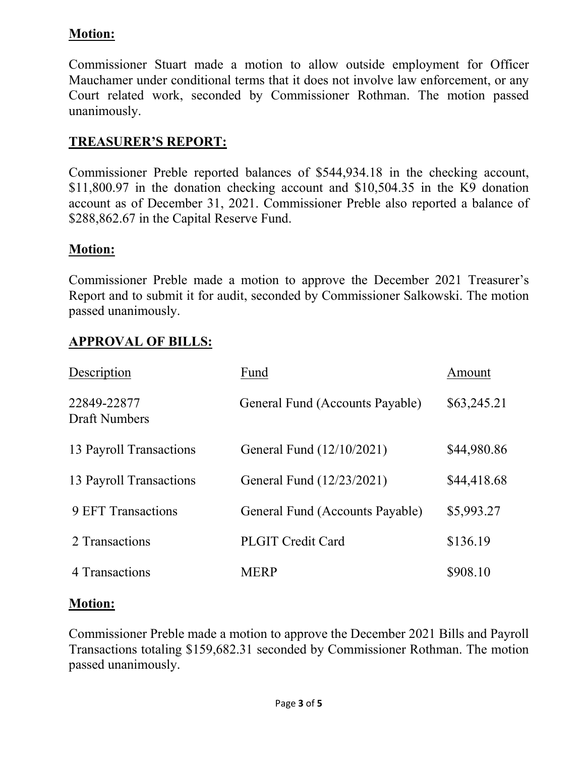**Motion:**

Commissioner Stuart made a motion to allow outside employment for Officer Mauchamer under conditional terms that it does not involve law enforcement, or any Court related work, seconded by Commissioner Rothman. The motion passed unanimously.

## TREASURER'S REPORT:

Commissioner Preble reported balances of $544,934.18 in the checking account, $11,800.97 in the donation checking account and $10,504.35 in the K9 donation account as of December 31, 2021. Commissioner Preble also reported a balance of $288,862.67 in the Capital Reserve Fund.

**Motion:**

Commissioner Preble made a motion to approve the December 2021 Treasurer's Report and to submit it for audit, seconded by Commissioner Salkowski. The motion passed unanimously.

## APPROVAL OF BILLS:

| Description | Fund | Amount |
|---|---|---|
| 22849-22877 Draft Numbers | General Fund (Accounts Payable) | $63,245.21 |
| 13 Payroll Transactions | General Fund (12/10/2021) | $44,980.86 |
| 13 Payroll Transactions | General Fund (12/23/2021) | $44,418.68 |
| 9 EFT Transactions | General Fund (Accounts Payable) | $5,993.27 |
| 2 Transactions | PLGIT Credit Card | $136.19 |
| 4 Transactions | MERP | $908.10 |

**Motion:**

Commissioner Preble made a motion to approve the December 2021 Bills and Payroll Transactions totaling $159,682.31 seconded by Commissioner Rothman. The motion passed unanimously.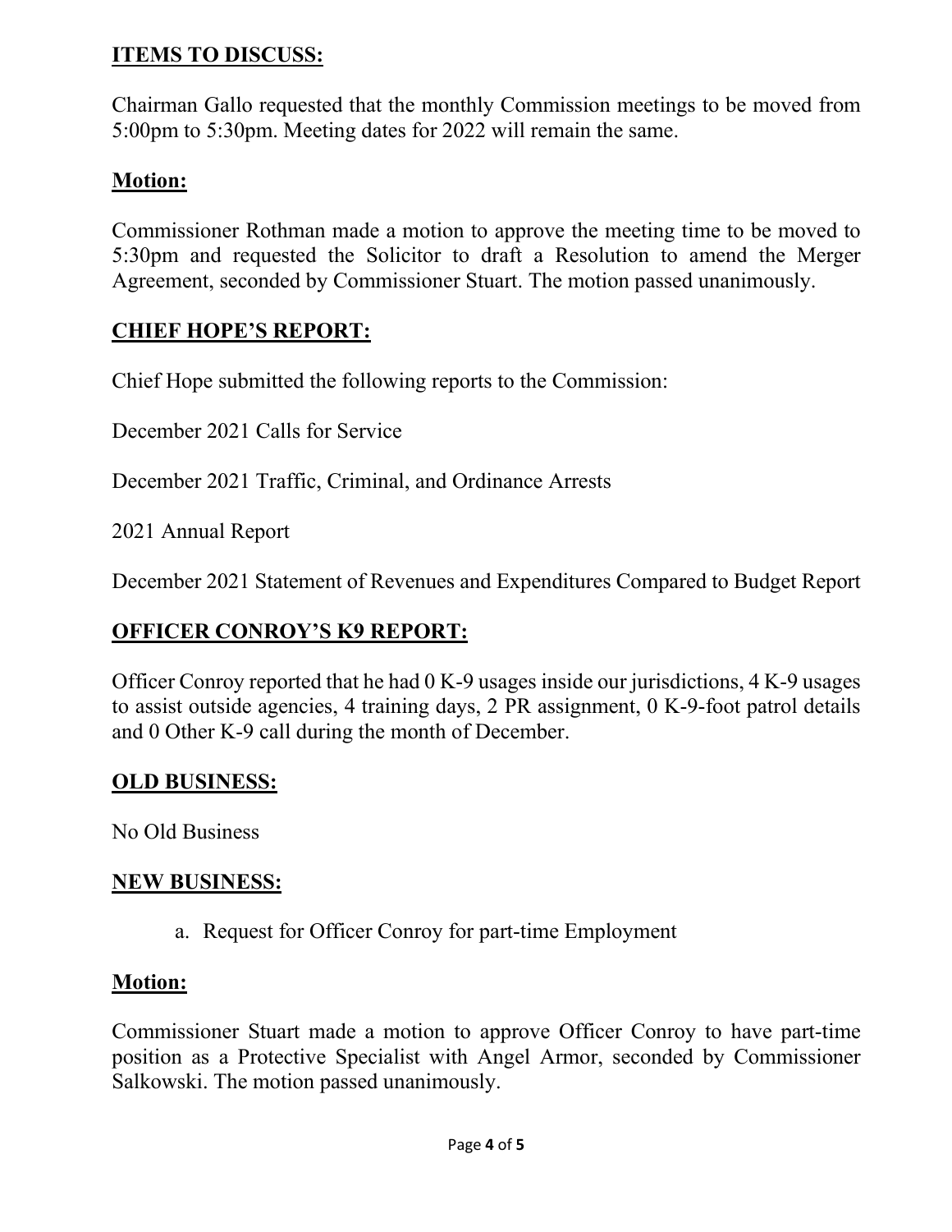## **ITEMS TO DISCUSS:**

Chairman Gallo requested that the monthly Commission meetings to be moved from 5:00pm to 5:30pm. Meeting dates for 2022 will remain the same.

## **Motion:**

Commissioner Rothman made a motion to approve the meeting time to be moved to 5:30pm and requested the Solicitor to draft a Resolution to amend the Merger Agreement, seconded by Commissioner Stuart. The motion passed unanimously.

## **CHIEF HOPE'S REPORT:**

Chief Hope submitted the following reports to the Commission:

December 2021 Calls for Service

December 2021 Traffic, Criminal, and Ordinance Arrests

2021 Annual Report

December 2021 Statement of Revenues and Expenditures Compared to Budget Report

## **OFFICER CONROY'S K9 REPORT:**

Officer Conroy reported that he had 0 K-9 usages inside our jurisdictions, 4 K-9 usages to assist outside agencies, 4 training days, 2 PR assignment, 0 K-9-foot patrol details and 0 Other K-9 call during the month of December.

## **OLD BUSINESS:**

No Old Business

## **NEW BUSINESS:**

a. Request for Officer Conroy for part-time Employment

## **Motion:**

Commissioner Stuart made a motion to approve Officer Conroy to have part-time position as a Protective Specialist with Angel Armor, seconded by Commissioner Salkowski. The motion passed unanimously.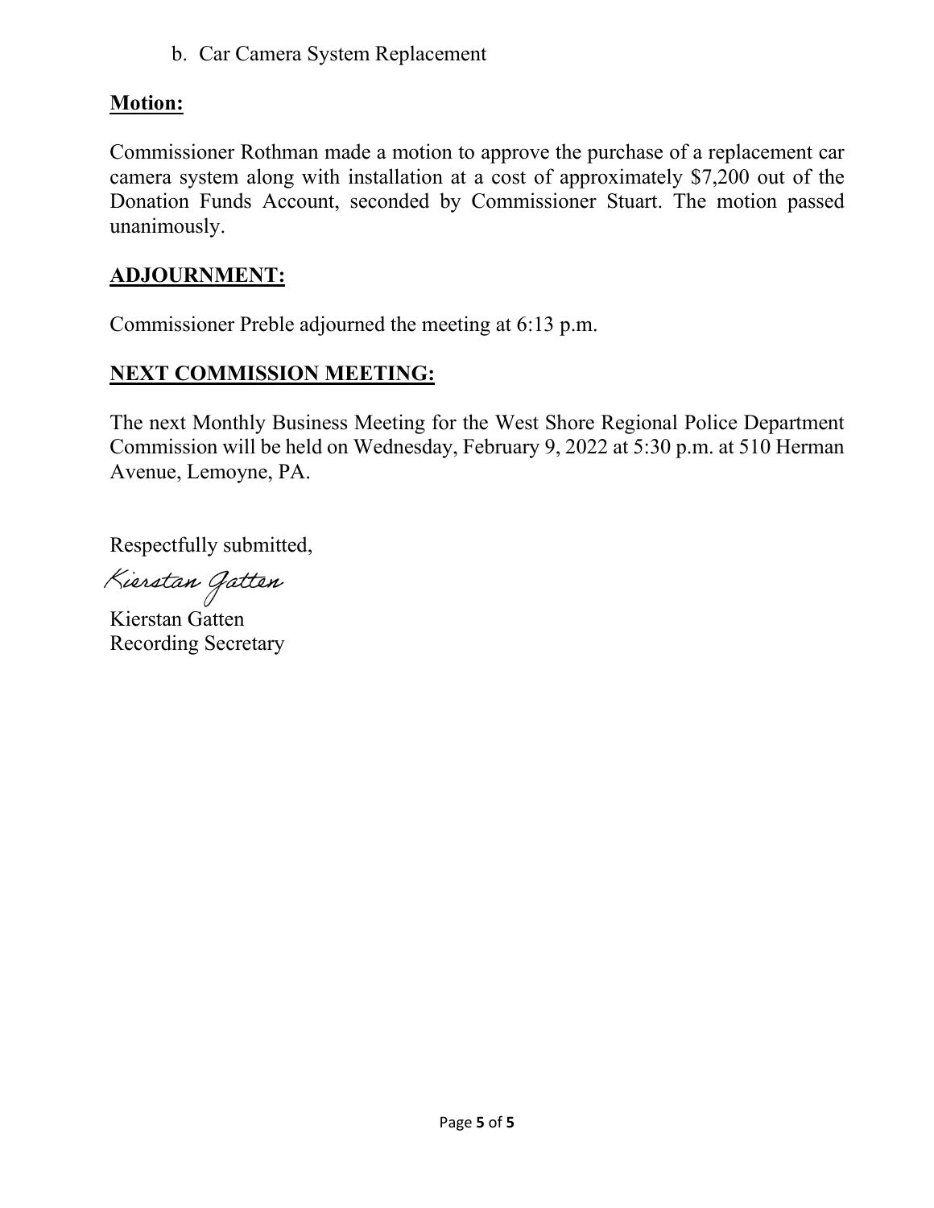b. Car Camera System Replacement

**Motion:**

Commissioner Rothman made a motion to approve the purchase of a replacement car camera system along with installation at a cost of approximately $7,200 out of the Donation Funds Account, seconded by Commissioner Stuart. The motion passed unanimously.

## ADJOURNMENT:

Commissioner Preble adjourned the meeting at 6:13 p.m.

## NEXT COMMISSION MEETING:

The next Monthly Business Meeting for the West Shore Regional Police Department Commission will be held on Wednesday, February 9, 2022 at 5:30 p.m. at 510 Herman Avenue, Lemoyne, PA.

Respectfully submitted,

Kierstan Gatten

Kierstan Gatten
Recording Secretary